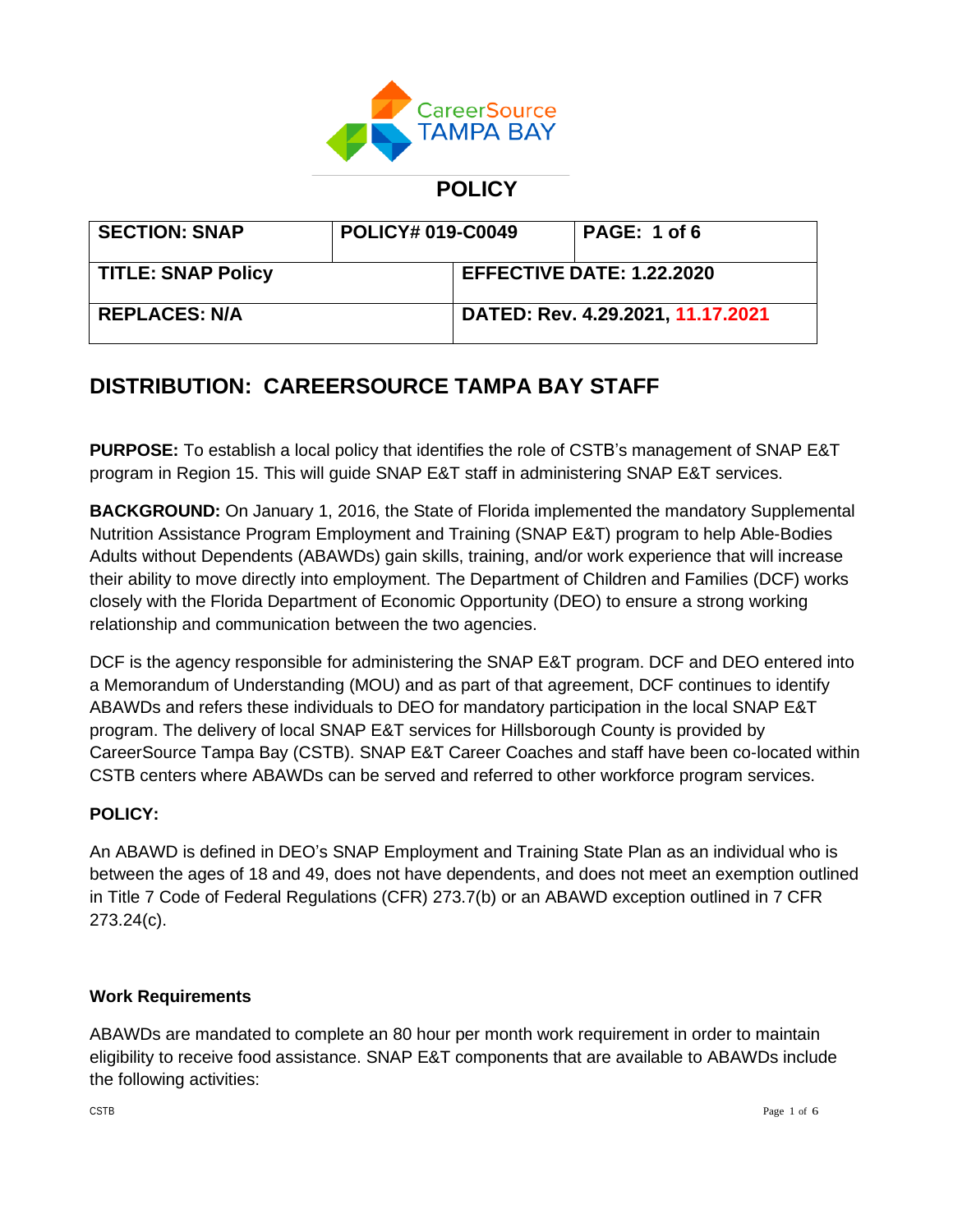## POLICY

| SECTION: SNAP | POLICY# 019-C0049 | PAGE: 1 of 6 |
|---|---|---|
| TITLE: SNAP Policy | EFFECTIVE DATE: 1.22.2020 | |
| REPLACES: N/A | DATED: Rev. 4.29.2021, 11.17.2021 | |

## DISTRIBUTION: CAREERSOURCE TAMPA BAY STAFF

**PURPOSE:** To establish a local policy that identifies the role of CSTB's management of SNAP E&T program in Region 15. This will guide SNAP E&T staff in administering SNAP E&T services.

**BACKGROUND:** On January 1, 2016, the State of Florida implemented the mandatory Supplemental Nutrition Assistance Program Employment and Training (SNAP E&T) program to help Able-Bodies Adults without Dependents (ABAWDs) gain skills, training, and/or work experience that will increase their ability to move directly into employment. The Department of Children and Families (DCF) works closely with the Florida Department of Economic Opportunity (DEO) to ensure a strong working relationship and communication between the two agencies.

DCF is the agency responsible for administering the SNAP E&T program. DCF and DEO entered into a Memorandum of Understanding (MOU) and as part of that agreement, DCF continues to identify ABAWDs and refers these individuals to DEO for mandatory participation in the local SNAP E&T program. The delivery of local SNAP E&T services for Hillsborough County is provided by CareerSource Tampa Bay (CSTB). SNAP E&T Career Coaches and staff have been co-located within CSTB centers where ABAWDs can be served and referred to other workforce program services.

**POLICY:**

An ABAWD is defined in DEO's SNAP Employment and Training State Plan as an individual who is between the ages of 18 and 49, does not have dependents, and does not meet an exemption outlined in Title 7 Code of Federal Regulations (CFR) 273.7(b) or an ABAWD exception outlined in 7 CFR 273.24(c).

**Work Requirements**

ABAWDs are mandated to complete an 80 hour per month work requirement in order to maintain eligibility to receive food assistance. SNAP E&T components that are available to ABAWDs include the following activities: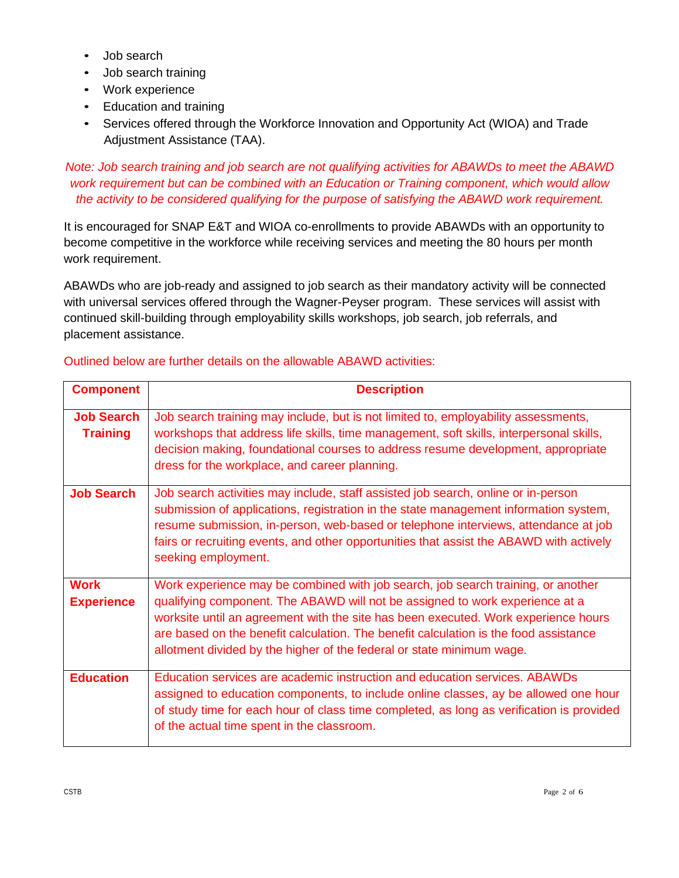- Job search
- Job search training
- Work experience
- Education and training
- Services offered through the Workforce Innovation and Opportunity Act (WIOA) and Trade Adjustment Assistance (TAA).

*Note: Job search training and job search are not qualifying activities for ABAWDs to meet the ABAWD work requirement but can be combined with an Education or Training component, which would allow the activity to be considered qualifying for the purpose of satisfying the ABAWD work requirement.*

It is encouraged for SNAP E&T and WIOA co-enrollments to provide ABAWDs with an opportunity to become competitive in the workforce while receiving services and meeting the 80 hours per month work requirement.

ABAWDs who are job-ready and assigned to job search as their mandatory activity will be connected with universal services offered through the Wagner-Peyser program. These services will assist with continued skill-building through employability skills workshops, job search, job referrals, and placement assistance.

Outlined below are further details on the allowable ABAWD activities:

| Component | Description |
| --- | --- |
| **Job Search Training** | Job search training may include, but is not limited to, employability assessments, workshops that address life skills, time management, soft skills, interpersonal skills, decision making, foundational courses to address resume development, appropriate dress for the workplace, and career planning. |
| **Job Search** | Job search activities may include, staff assisted job search, online or in-person submission of applications, registration in the state management information system, resume submission, in-person, web-based or telephone interviews, attendance at job fairs or recruiting events, and other opportunities that assist the ABAWD with actively seeking employment. |
| **Work Experience** | Work experience may be combined with job search, job search training, or another qualifying component. The ABAWD will not be assigned to work experience at a worksite until an agreement with the site has been executed. Work experience hours are based on the benefit calculation. The benefit calculation is the food assistance allotment divided by the higher of the federal or state minimum wage. |
| **Education** | Education services are academic instruction and education services. ABAWDs assigned to education components, to include online classes, ay be allowed one hour of study time for each hour of class time completed, as long as verification is provided of the actual time spent in the classroom. |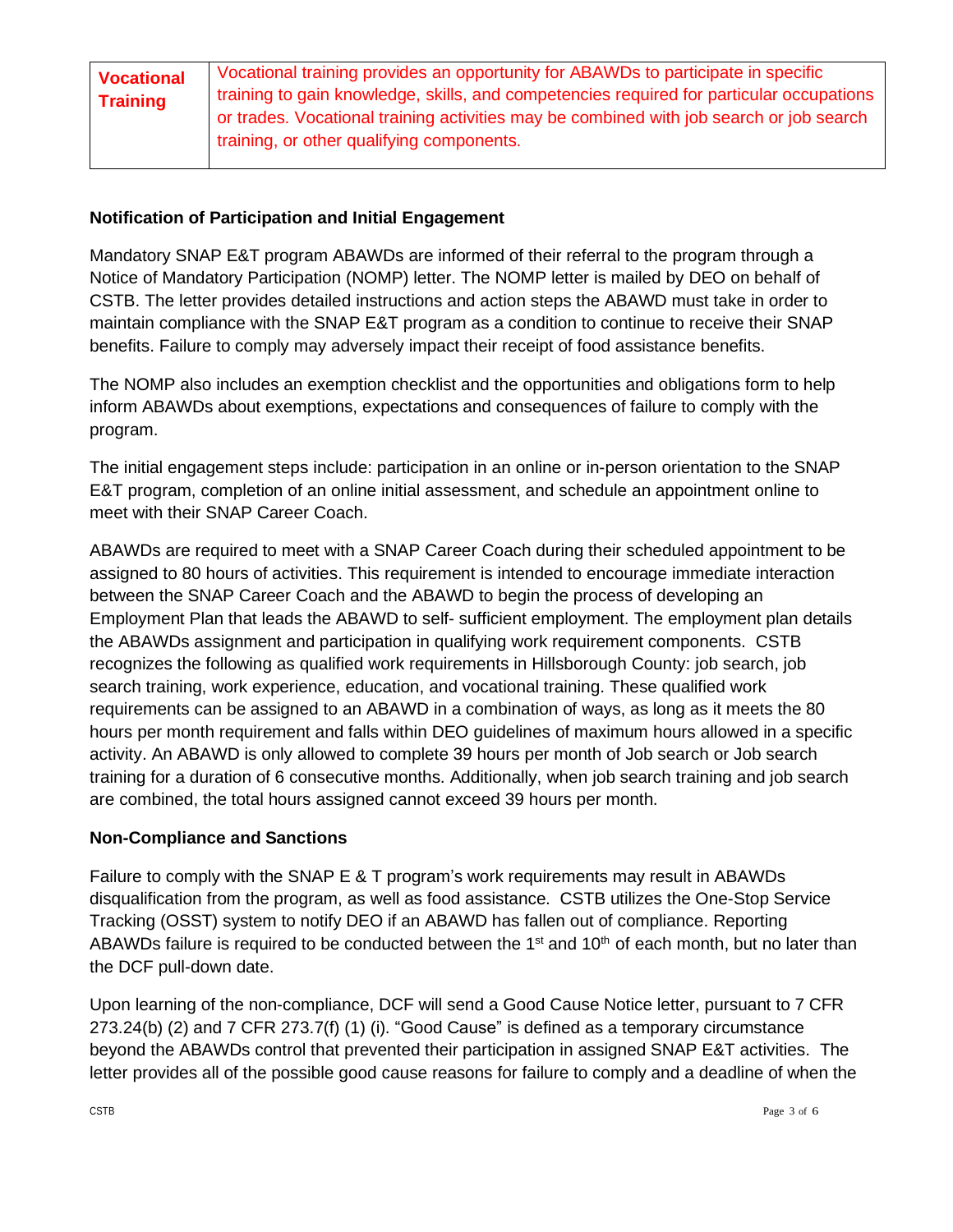| **Vocational Training** | Vocational training provides an opportunity for ABAWDs to participate in specific training to gain knowledge, skills, and competencies required for particular occupations or trades. Vocational training activities may be combined with job search or job search training, or other qualifying components. |
|---|---|

**Notification of Participation and Initial Engagement**

Mandatory SNAP E&T program ABAWDs are informed of their referral to the program through a Notice of Mandatory Participation (NOMP) letter. The NOMP letter is mailed by DEO on behalf of CSTB. The letter provides detailed instructions and action steps the ABAWD must take in order to maintain compliance with the SNAP E&T program as a condition to continue to receive their SNAP benefits. Failure to comply may adversely impact their receipt of food assistance benefits.

The NOMP also includes an exemption checklist and the opportunities and obligations form to help inform ABAWDs about exemptions, expectations and consequences of failure to comply with the program.

The initial engagement steps include: participation in an online or in-person orientation to the SNAP E&T program, completion of an online initial assessment, and schedule an appointment online to meet with their SNAP Career Coach.

ABAWDs are required to meet with a SNAP Career Coach during their scheduled appointment to be assigned to 80 hours of activities. This requirement is intended to encourage immediate interaction between the SNAP Career Coach and the ABAWD to begin the process of developing an Employment Plan that leads the ABAWD to self- sufficient employment. The employment plan details the ABAWDs assignment and participation in qualifying work requirement components. CSTB recognizes the following as qualified work requirements in Hillsborough County: job search, job search training, work experience, education, and vocational training. These qualified work requirements can be assigned to an ABAWD in a combination of ways, as long as it meets the 80 hours per month requirement and falls within DEO guidelines of maximum hours allowed in a specific activity. An ABAWD is only allowed to complete 39 hours per month of Job search or Job search training for a duration of 6 consecutive months. Additionally, when job search training and job search are combined, the total hours assigned cannot exceed 39 hours per month.

**Non-Compliance and Sanctions**

Failure to comply with the SNAP E & T program's work requirements may result in ABAWDs disqualification from the program, as well as food assistance. CSTB utilizes the One-Stop Service Tracking (OSST) system to notify DEO if an ABAWD has fallen out of compliance. Reporting ABAWDs failure is required to be conducted between the 1st and 10th of each month, but no later than the DCF pull-down date.

Upon learning of the non-compliance, DCF will send a Good Cause Notice letter, pursuant to 7 CFR 273.24(b) (2) and 7 CFR 273.7(f) (1) (i). "Good Cause" is defined as a temporary circumstance beyond the ABAWDs control that prevented their participation in assigned SNAP E&T activities. The letter provides all of the possible good cause reasons for failure to comply and a deadline of when the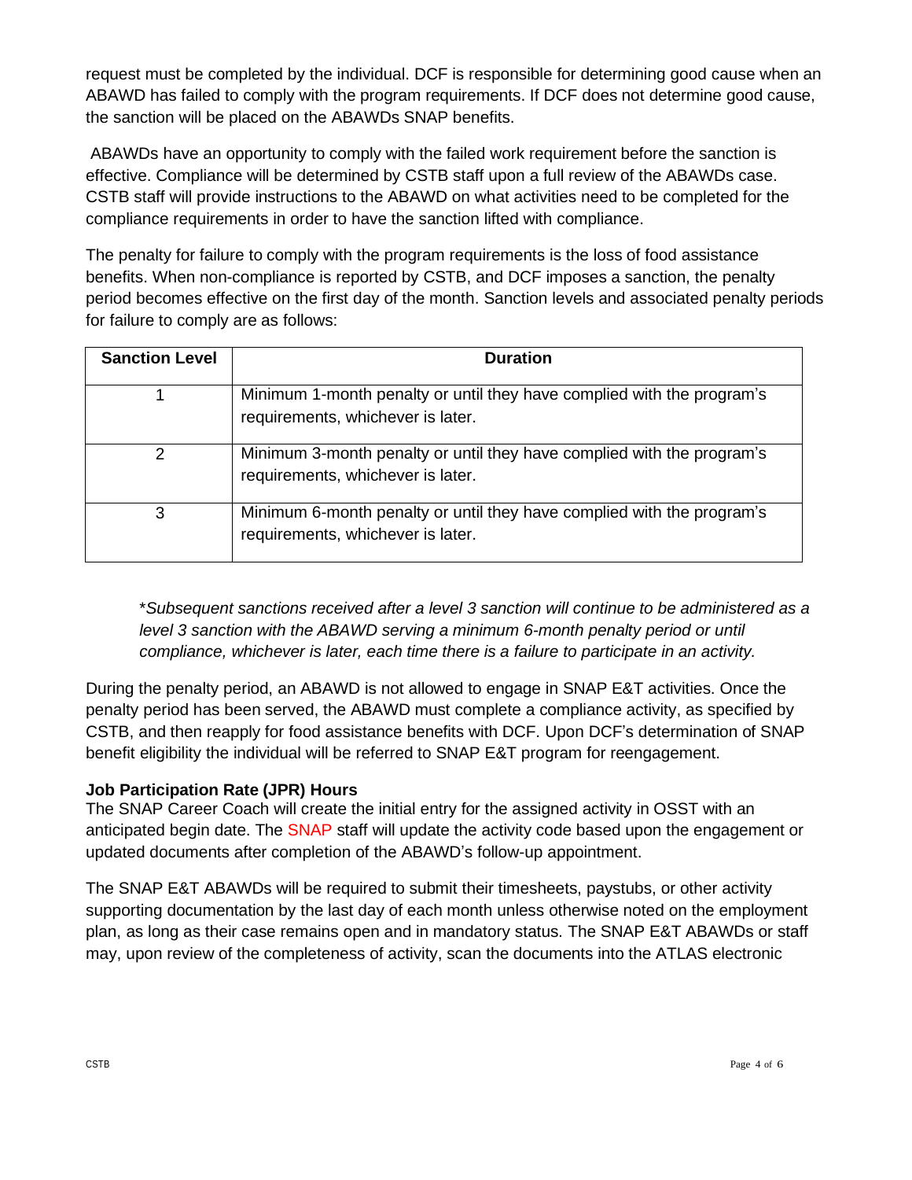request must be completed by the individual. DCF is responsible for determining good cause when an ABAWD has failed to comply with the program requirements. If DCF does not determine good cause, the sanction will be placed on the ABAWDs SNAP benefits.

ABAWDs have an opportunity to comply with the failed work requirement before the sanction is effective. Compliance will be determined by CSTB staff upon a full review of the ABAWDs case. CSTB staff will provide instructions to the ABAWD on what activities need to be completed for the compliance requirements in order to have the sanction lifted with compliance.

The penalty for failure to comply with the program requirements is the loss of food assistance benefits. When non-compliance is reported by CSTB, and DCF imposes a sanction, the penalty period becomes effective on the first day of the month. Sanction levels and associated penalty periods for failure to comply are as follows:

| Sanction Level | Duration |
| --- | --- |
| 1 | Minimum 1-month penalty or until they have complied with the program's requirements, whichever is later. |
| 2 | Minimum 3-month penalty or until they have complied with the program's requirements, whichever is later. |
| 3 | Minimum 6-month penalty or until they have complied with the program's requirements, whichever is later. |

*\*Subsequent sanctions received after a level 3 sanction will continue to be administered as a level 3 sanction with the ABAWD serving a minimum 6-month penalty period or until compliance, whichever is later, each time there is a failure to participate in an activity.*

During the penalty period, an ABAWD is not allowed to engage in SNAP E&T activities. Once the penalty period has been served, the ABAWD must complete a compliance activity, as specified by CSTB, and then reapply for food assistance benefits with DCF. Upon DCF's determination of SNAP benefit eligibility the individual will be referred to SNAP E&T program for reengagement.

**Job Participation Rate (JPR) Hours**

The SNAP Career Coach will create the initial entry for the assigned activity in OSST with an anticipated begin date. The SNAP staff will update the activity code based upon the engagement or updated documents after completion of the ABAWD's follow-up appointment.

The SNAP E&T ABAWDs will be required to submit their timesheets, paystubs, or other activity supporting documentation by the last day of each month unless otherwise noted on the employment plan, as long as their case remains open and in mandatory status. The SNAP E&T ABAWDs or staff may, upon review of the completeness of activity, scan the documents into the ATLAS electronic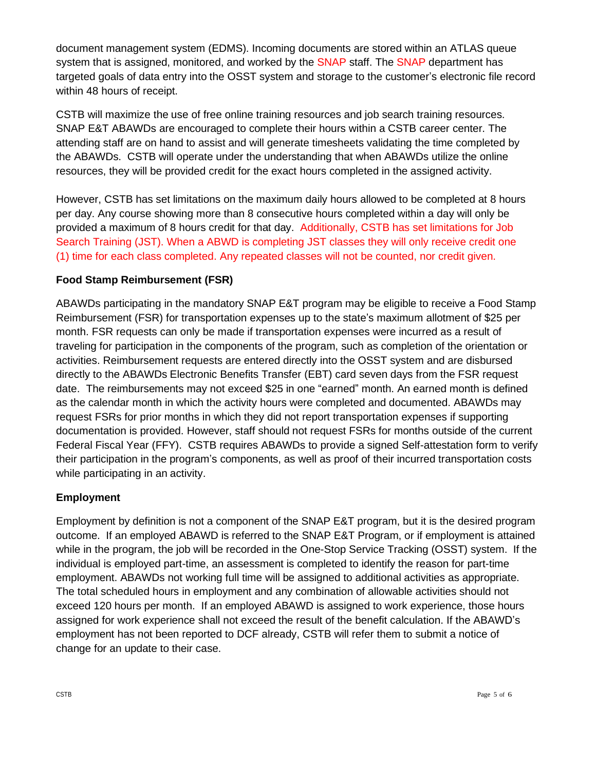document management system (EDMS). Incoming documents are stored within an ATLAS queue system that is assigned, monitored, and worked by the SNAP staff. The SNAP department has targeted goals of data entry into the OSST system and storage to the customer's electronic file record within 48 hours of receipt.

CSTB will maximize the use of free online training resources and job search training resources. SNAP E&T ABAWDs are encouraged to complete their hours within a CSTB career center. The attending staff are on hand to assist and will generate timesheets validating the time completed by the ABAWDs. CSTB will operate under the understanding that when ABAWDs utilize the online resources, they will be provided credit for the exact hours completed in the assigned activity.

However, CSTB has set limitations on the maximum daily hours allowed to be completed at 8 hours per day. Any course showing more than 8 consecutive hours completed within a day will only be provided a maximum of 8 hours credit for that day. Additionally, CSTB has set limitations for Job Search Training (JST). When a ABWD is completing JST classes they will only receive credit one (1) time for each class completed. Any repeated classes will not be counted, nor credit given.

**Food Stamp Reimbursement (FSR)**

ABAWDs participating in the mandatory SNAP E&T program may be eligible to receive a Food Stamp Reimbursement (FSR) for transportation expenses up to the state's maximum allotment of $25 per month. FSR requests can only be made if transportation expenses were incurred as a result of traveling for participation in the components of the program, such as completion of the orientation or activities. Reimbursement requests are entered directly into the OSST system and are disbursed directly to the ABAWDs Electronic Benefits Transfer (EBT) card seven days from the FSR request date. The reimbursements may not exceed $25 in one "earned" month. An earned month is defined as the calendar month in which the activity hours were completed and documented. ABAWDs may request FSRs for prior months in which they did not report transportation expenses if supporting documentation is provided. However, staff should not request FSRs for months outside of the current Federal Fiscal Year (FFY). CSTB requires ABAWDs to provide a signed Self-attestation form to verify their participation in the program's components, as well as proof of their incurred transportation costs while participating in an activity.

**Employment**

Employment by definition is not a component of the SNAP E&T program, but it is the desired program outcome. If an employed ABAWD is referred to the SNAP E&T Program, or if employment is attained while in the program, the job will be recorded in the One-Stop Service Tracking (OSST) system. If the individual is employed part-time, an assessment is completed to identify the reason for part-time employment. ABAWDs not working full time will be assigned to additional activities as appropriate. The total scheduled hours in employment and any combination of allowable activities should not exceed 120 hours per month. If an employed ABAWD is assigned to work experience, those hours assigned for work experience shall not exceed the result of the benefit calculation. If the ABAWD's employment has not been reported to DCF already, CSTB will refer them to submit a notice of change for an update to their case.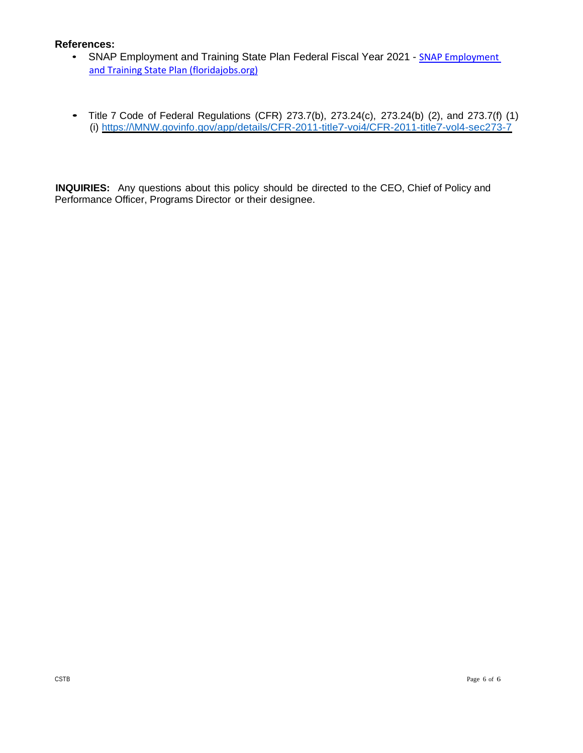**References:**

- SNAP Employment and Training State Plan Federal Fiscal Year 2021 - SNAP Employment and Training State Plan (floridajobs.org)
- Title 7 Code of Federal Regulations (CFR) 273.7(b), 273.24(c), 273.24(b) (2), and 273.7(f) (1) (i) https://\MNW.govinfo.gov/app/details/CFR-2011-title7-voi4/CFR-2011-title7-vol4-sec273-7

**INQUIRIES:** Any questions about this policy should be directed to the CEO, Chief of Policy and Performance Officer, Programs Director or their designee.